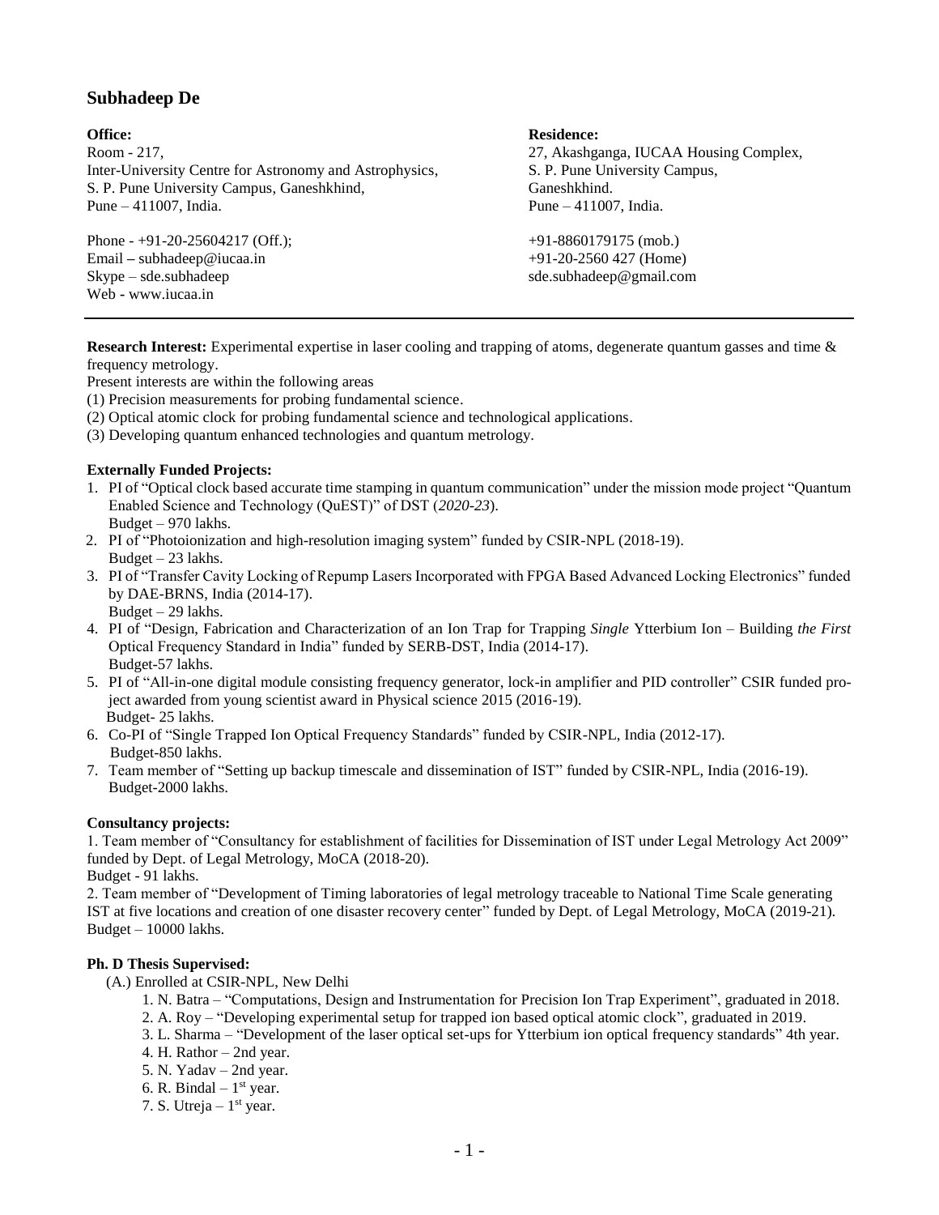# Subhadeep De

**Office:**
Room - 217,
Inter-University Centre for Astronomy and Astrophysics,
S. P. Pune University Campus, Ganeshkhind,
Pune – 411007, India.

Phone - +91-20-25604217 (Off.);
Email – subhadeep@iucaa.in
Skype – sde.subhadeep
Web - www.iucaa.in

**Residence:**
27, Akashganga, IUCAA Housing Complex,
S. P. Pune University Campus,
Ganeshkhind.
Pune – 411007, India.

+91-8860179175 (mob.)
+91-20-2560 427 (Home)
sde.subhadeep@gmail.com

---

**Research Interest:** Experimental expertise in laser cooling and trapping of atoms, degenerate quantum gasses and time & frequency metrology.

Present interests are within the following areas

(1) Precision measurements for probing fundamental science.
(2) Optical atomic clock for probing fundamental science and technological applications.
(3) Developing quantum enhanced technologies and quantum metrology.

**Externally Funded Projects:**

1. PI of "Optical clock based accurate time stamping in quantum communication" under the mission mode project "Quantum Enabled Science and Technology (QuEST)" of DST (*2020-23*).
   Budget – 970 lakhs.
2. PI of "Photoionization and high-resolution imaging system" funded by CSIR-NPL (2018-19).
   Budget – 23 lakhs.
3. PI of "Transfer Cavity Locking of Repump Lasers Incorporated with FPGA Based Advanced Locking Electronics" funded by DAE-BRNS, India (2014-17).
   Budget – 29 lakhs.
4. PI of "Design, Fabrication and Characterization of an Ion Trap for Trapping *Single* Ytterbium Ion – Building *the First* Optical Frequency Standard in India" funded by SERB-DST, India (2014-17).
   Budget-57 lakhs.
5. PI of "All-in-one digital module consisting frequency generator, lock-in amplifier and PID controller" CSIR funded project awarded from young scientist award in Physical science 2015 (2016-19).
   Budget- 25 lakhs.
6. Co-PI of "Single Trapped Ion Optical Frequency Standards" funded by CSIR-NPL, India (2012-17).
   Budget-850 lakhs.
7. Team member of "Setting up backup timescale and dissemination of IST" funded by CSIR-NPL, India (2016-19).
   Budget-2000 lakhs.

**Consultancy projects:**

1. Team member of "Consultancy for establishment of facilities for Dissemination of IST under Legal Metrology Act 2009" funded by Dept. of Legal Metrology, MoCA (2018-20).
Budget - 91 lakhs.
2. Team member of "Development of Timing laboratories of legal metrology traceable to National Time Scale generating IST at five locations and creation of one disaster recovery center" funded by Dept. of Legal Metrology, MoCA (2019-21).
Budget – 10000 lakhs.

**Ph. D Thesis Supervised:**

(A.) Enrolled at CSIR-NPL, New Delhi

1. N. Batra – "Computations, Design and Instrumentation for Precision Ion Trap Experiment", graduated in 2018.
2. A. Roy – "Developing experimental setup for trapped ion based optical atomic clock", graduated in 2019.
3. L. Sharma – "Development of the laser optical set-ups for Ytterbium ion optical frequency standards" 4th year.
4. H. Rathor – 2nd year.
5. N. Yadav – 2nd year.
6. R. Bindal – 1st year.
7. S. Utreja – 1st year.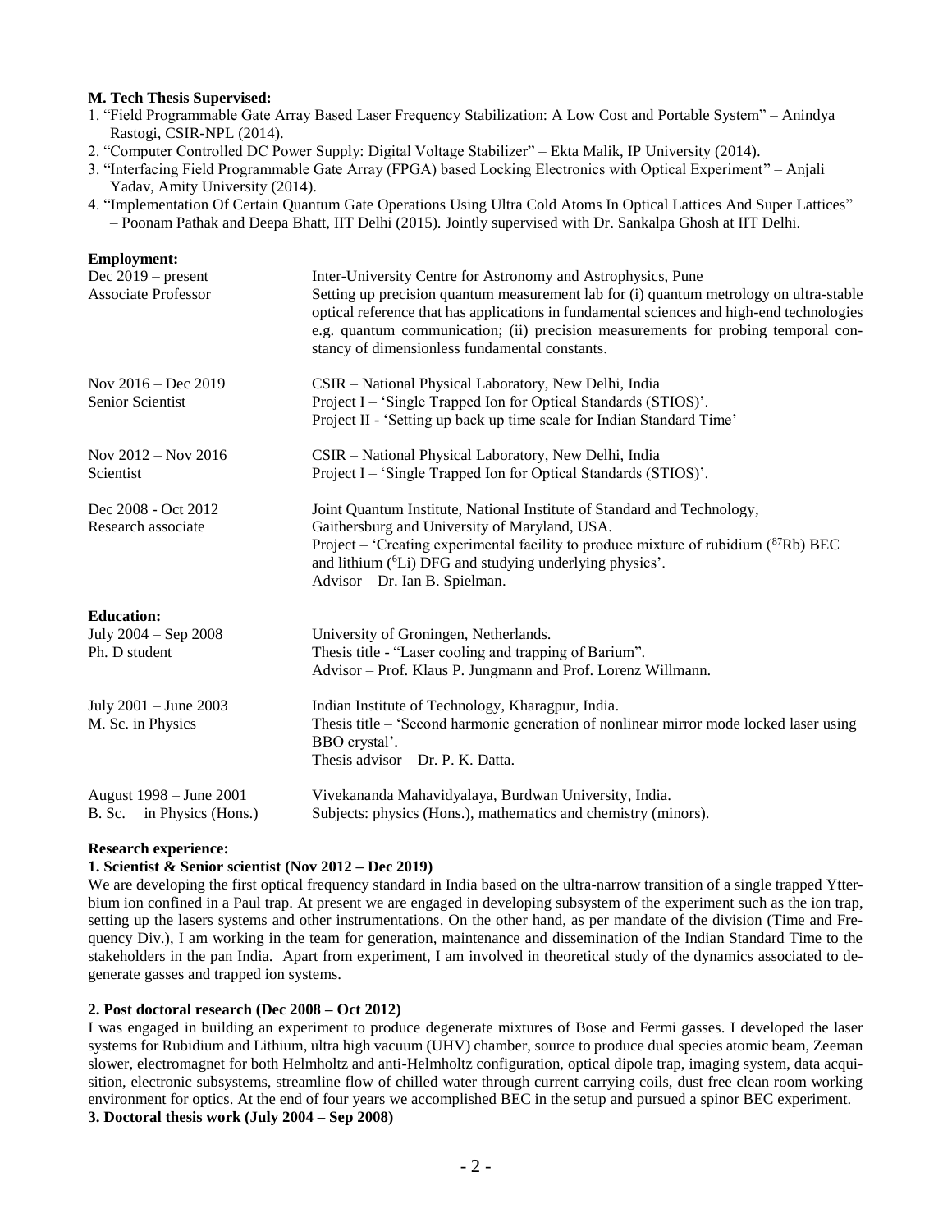**M. Tech Thesis Supervised:**

1. "Field Programmable Gate Array Based Laser Frequency Stabilization: A Low Cost and Portable System" – Anindya Rastogi, CSIR-NPL (2014).
2. "Computer Controlled DC Power Supply: Digital Voltage Stabilizer" – Ekta Malik, IP University (2014).
3. "Interfacing Field Programmable Gate Array (FPGA) based Locking Electronics with Optical Experiment" – Anjali Yadav, Amity University (2014).
4. "Implementation Of Certain Quantum Gate Operations Using Ultra Cold Atoms In Optical Lattices And Super Lattices" – Poonam Pathak and Deepa Bhatt, IIT Delhi (2015). Jointly supervised with Dr. Sankalpa Ghosh at IIT Delhi.

**Employment:**

| | |
|---|---|
| Dec 2019 – present<br>Associate Professor | Inter-University Centre for Astronomy and Astrophysics, Pune<br>Setting up precision quantum measurement lab for (i) quantum metrology on ultra-stable optical reference that has applications in fundamental sciences and high-end technologies e.g. quantum communication; (ii) precision measurements for probing temporal constancy of dimensionless fundamental constants. |
| Nov 2016 – Dec 2019<br>Senior Scientist | CSIR – National Physical Laboratory, New Delhi, India<br>Project I – 'Single Trapped Ion for Optical Standards (STIOS)'.<br>Project II - 'Setting up back up time scale for Indian Standard Time' |
| Nov 2012 – Nov 2016<br>Scientist | CSIR – National Physical Laboratory, New Delhi, India<br>Project I – 'Single Trapped Ion for Optical Standards (STIOS)'. |
| Dec 2008 - Oct 2012<br>Research associate | Joint Quantum Institute, National Institute of Standard and Technology, Gaithersburg and University of Maryland, USA.<br>Project – 'Creating experimental facility to produce mixture of rubidium ($^{87}$Rb) BEC and lithium ($^{6}$Li) DFG and studying underlying physics'.<br>Advisor – Dr. Ian B. Spielman. |

**Education:**

| | |
|---|---|
| July 2004 – Sep 2008<br>Ph. D student | University of Groningen, Netherlands.<br>Thesis title - "Laser cooling and trapping of Barium".<br>Advisor – Prof. Klaus P. Jungmann and Prof. Lorenz Willmann. |
| July 2001 – June 2003<br>M. Sc. in Physics | Indian Institute of Technology, Kharagpur, India.<br>Thesis title – 'Second harmonic generation of nonlinear mirror mode locked laser using BBO crystal'.<br>Thesis advisor – Dr. P. K. Datta. |
| August 1998 – June 2001<br>B. Sc. in Physics (Hons.) | Vivekananda Mahavidyalaya, Burdwan University, India.<br>Subjects: physics (Hons.), mathematics and chemistry (minors). |

**Research experience:**

**1. Scientist & Senior scientist (Nov 2012 – Dec 2019)**

We are developing the first optical frequency standard in India based on the ultra-narrow transition of a single trapped Ytterbium ion confined in a Paul trap. At present we are engaged in developing subsystem of the experiment such as the ion trap, setting up the lasers systems and other instrumentations. On the other hand, as per mandate of the division (Time and Frequency Div.), I am working in the team for generation, maintenance and dissemination of the Indian Standard Time to the stakeholders in the pan India. Apart from experiment, I am involved in theoretical study of the dynamics associated to degenerate gasses and trapped ion systems.

**2. Post doctoral research (Dec 2008 – Oct 2012)**

I was engaged in building an experiment to produce degenerate mixtures of Bose and Fermi gasses. I developed the laser systems for Rubidium and Lithium, ultra high vacuum (UHV) chamber, source to produce dual species atomic beam, Zeeman slower, electromagnet for both Helmholtz and anti-Helmholtz configuration, optical dipole trap, imaging system, data acquisition, electronic subsystems, streamline flow of chilled water through current carrying coils, dust free clean room working environment for optics. At the end of four years we accomplished BEC in the setup and pursued a spinor BEC experiment.

**3. Doctoral thesis work (July 2004 – Sep 2008)**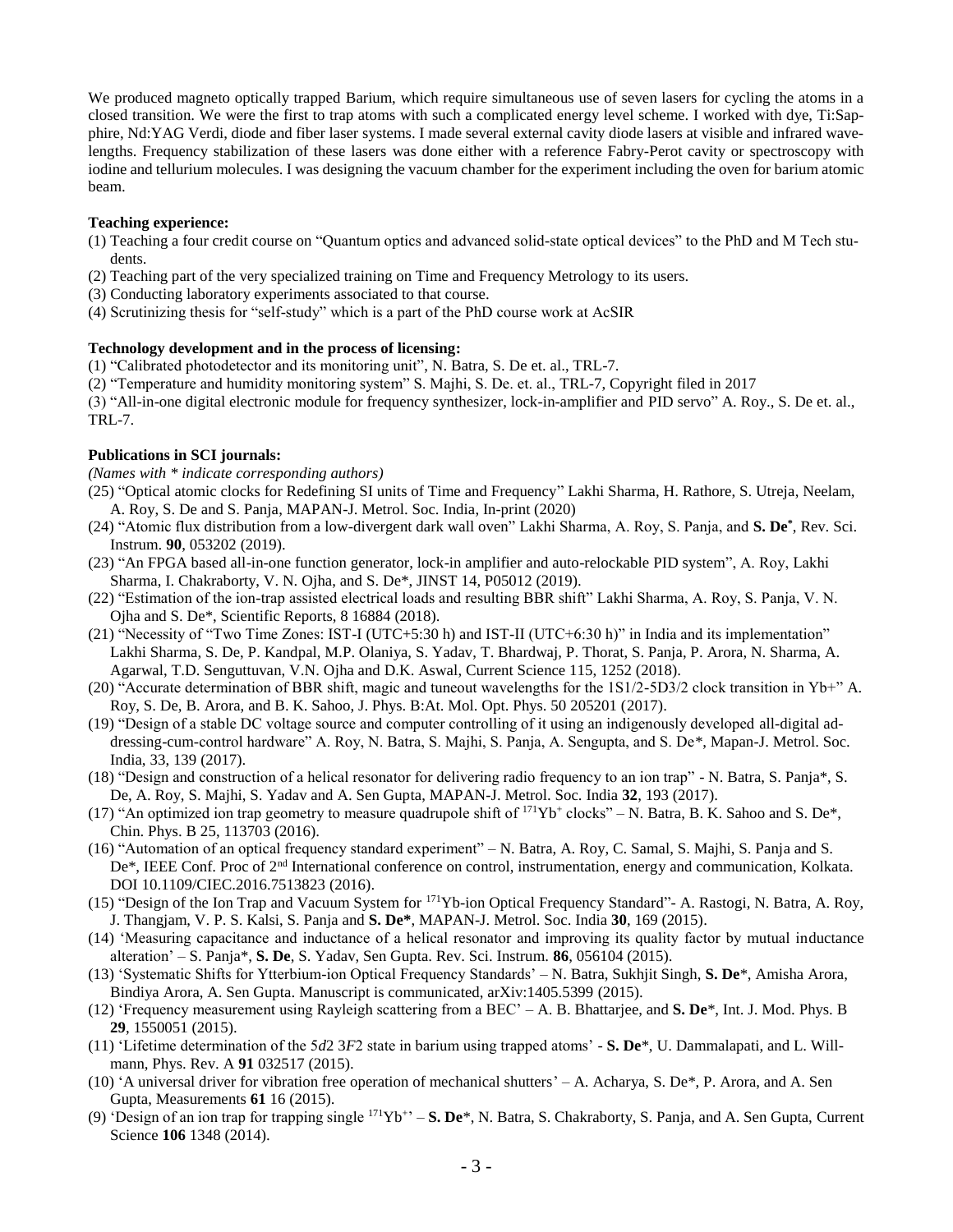We produced magneto optically trapped Barium, which require simultaneous use of seven lasers for cycling the atoms in a closed transition. We were the first to trap atoms with such a complicated energy level scheme. I worked with dye, Ti:Sapphire, Nd:YAG Verdi, diode and fiber laser systems. I made several external cavity diode lasers at visible and infrared wavelengths. Frequency stabilization of these lasers was done either with a reference Fabry-Perot cavity or spectroscopy with iodine and tellurium molecules. I was designing the vacuum chamber for the experiment including the oven for barium atomic beam.

**Teaching experience:**

(1) Teaching a four credit course on "Quantum optics and advanced solid-state optical devices" to the PhD and M Tech students.
(2) Teaching part of the very specialized training on Time and Frequency Metrology to its users.
(3) Conducting laboratory experiments associated to that course.
(4) Scrutinizing thesis for "self-study" which is a part of the PhD course work at AcSIR

**Technology development and in the process of licensing:**

(1) "Calibrated photodetector and its monitoring unit", N. Batra, S. De et. al., TRL-7.
(2) "Temperature and humidity monitoring system" S. Majhi, S. De. et. al., TRL-7, Copyright filed in 2017
(3) "All-in-one digital electronic module for frequency synthesizer, lock-in-amplifier and PID servo" A. Roy., S. De et. al., TRL-7.

**Publications in SCI journals:**

*(Names with * indicate corresponding authors)*

(25) "Optical atomic clocks for Redefining SI units of Time and Frequency" Lakhi Sharma, H. Rathore, S. Utreja, Neelam, A. Roy, S. De and S. Panja, MAPAN-J. Metrol. Soc. India, In-print (2020)
(24) "Atomic flux distribution from a low-divergent dark wall oven" Lakhi Sharma, A. Roy, S. Panja, and **S. De***, Rev. Sci. Instrum. **90**, 053202 (2019).
(23) "An FPGA based all-in-one function generator, lock-in amplifier and auto-relockable PID system", A. Roy, Lakhi Sharma, I. Chakraborty, V. N. Ojha, and S. De*, JINST 14, P05012 (2019).
(22) "Estimation of the ion-trap assisted electrical loads and resulting BBR shift" Lakhi Sharma, A. Roy, S. Panja, V. N. Ojha and S. De*, Scientific Reports, 8 16884 (2018).
(21) "Necessity of "Two Time Zones: IST-I (UTC+5:30 h) and IST-II (UTC+6:30 h)" in India and its implementation" Lakhi Sharma, S. De, P. Kandpal, M.P. Olaniya, S. Yadav, T. Bhardwaj, P. Thorat, S. Panja, P. Arora, N. Sharma, A. Agarwal, T.D. Senguttuvan, V.N. Ojha and D.K. Aswal, Current Science 115, 1252 (2018).
(20) "Accurate determination of BBR shift, magic and tuneout wavelengths for the 1S1/2-5D3/2 clock transition in Yb+" A. Roy, S. De, B. Arora, and B. K. Sahoo, J. Phys. B:At. Mol. Opt. Phys. 50 205201 (2017).
(19) "Design of a stable DC voltage source and computer controlling of it using an indigenously developed all-digital addressing-cum-control hardware" A. Roy, N. Batra, S. Majhi, S. Panja, A. Sengupta, and S. De*, Mapan-J. Metrol. Soc. India, 33, 139 (2017).
(18) "Design and construction of a helical resonator for delivering radio frequency to an ion trap" - N. Batra, S. Panja*, S. De, A. Roy, S. Majhi, S. Yadav and A. Sen Gupta, MAPAN-J. Metrol. Soc. India **32**, 193 (2017).
(17) "An optimized ion trap geometry to measure quadrupole shift of $^{171}Yb^{+}$ clocks" – N. Batra, B. K. Sahoo and S. De*, Chin. Phys. B 25, 113703 (2016).
(16) "Automation of an optical frequency standard experiment" – N. Batra, A. Roy, C. Samal, S. Majhi, S. Panja and S. De*, IEEE Conf. Proc of 2nd International conference on control, instrumentation, energy and communication, Kolkata. DOI 10.1109/CIEC.2016.7513823 (2016).
(15) "Design of the Ion Trap and Vacuum System for $^{171}$Yb-ion Optical Frequency Standard"- A. Rastogi, N. Batra, A. Roy, J. Thangjam, V. P. S. Kalsi, S. Panja and **S. De***, MAPAN-J. Metrol. Soc. India **30**, 169 (2015).
(14) 'Measuring capacitance and inductance of a helical resonator and improving its quality factor by mutual inductance alteration' – S. Panja*, **S. De**, S. Yadav, Sen Gupta. Rev. Sci. Instrum. **86**, 056104 (2015).
(13) 'Systematic Shifts for Ytterbium-ion Optical Frequency Standards' – N. Batra, Sukhjit Singh, **S. De***, Amisha Arora, Bindiya Arora, A. Sen Gupta. Manuscript is communicated, arXiv:1405.5399 (2015).
(12) 'Frequency measurement using Rayleigh scattering from a BEC' – A. B. Bhattarjee, and **S. De***, Int. J. Mod. Phys. B **29**, 1550051 (2015).
(11) 'Lifetime determination of the 5*d*2 3*F*2 state in barium using trapped atoms' - **S. De***, U. Dammalapati, and L. Willmann, Phys. Rev. A **91** 032517 (2015).
(10) 'A universal driver for vibration free operation of mechanical shutters' – A. Acharya, S. De*, P. Arora, and A. Sen Gupta, Measurements **61** 16 (2015).
(9) 'Design of an ion trap for trapping single $^{171}Yb^{+}$' – **S. De***, N. Batra, S. Chakraborty, S. Panja, and A. Sen Gupta, Current Science **106** 1348 (2014).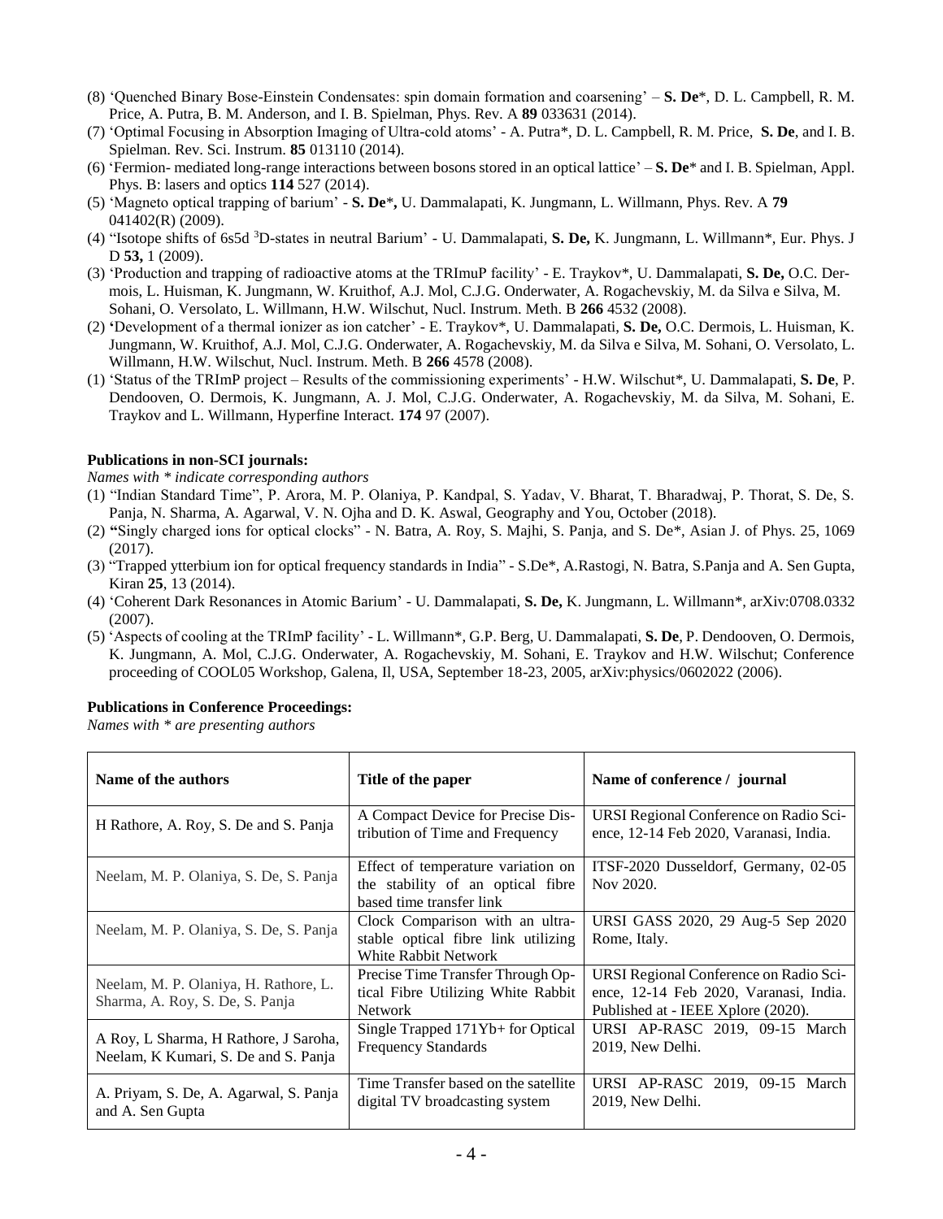(8) 'Quenched Binary Bose-Einstein Condensates: spin domain formation and coarsening' – **S. De***, D. L. Campbell, R. M. Price, A. Putra, B. M. Anderson, and I. B. Spielman, Phys. Rev. A **89** 033631 (2014).

(7) 'Optimal Focusing in Absorption Imaging of Ultra-cold atoms' - A. Putra*, D. L. Campbell, R. M. Price, **S. De**, and I. B. Spielman. Rev. Sci. Instrum. **85** 013110 (2014).

(6) 'Fermion- mediated long-range interactions between bosons stored in an optical lattice' – **S. De*** and I. B. Spielman, Appl. Phys. B: lasers and optics **114** 527 (2014).

(5) 'Magneto optical trapping of barium' - **S. De*,** U. Dammalapati, K. Jungmann, L. Willmann, Phys. Rev. A **79** 041402(R) (2009).

(4) "Isotope shifts of 6s5d $^3$D-states in neutral Barium' - U. Dammalapati, **S. De,** K. Jungmann, L. Willmann*, Eur. Phys. J D **53,** 1 (2009).

(3) 'Production and trapping of radioactive atoms at the TRImuP facility' - E. Traykov*, U. Dammalapati, **S. De,** O.C. Dermois, L. Huisman, K. Jungmann, W. Kruithof, A.J. Mol, C.J.G. Onderwater, A. Rogachevskiy, M. da Silva e Silva, M. Sohani, O. Versolato, L. Willmann, H.W. Wilschut, Nucl. Instrum. Meth. B **266** 4532 (2008).

(2) **'**Development of a thermal ionizer as ion catcher' - E. Traykov*, U. Dammalapati, **S. De,** O.C. Dermois, L. Huisman, K. Jungmann, W. Kruithof, A.J. Mol, C.J.G. Onderwater, A. Rogachevskiy, M. da Silva e Silva, M. Sohani, O. Versolato, L. Willmann, H.W. Wilschut, Nucl. Instrum. Meth. B **266** 4578 (2008).

(1) 'Status of the TRImP project – Results of the commissioning experiments' - H.W. Wilschut*, U. Dammalapati, **S. De**, P. Dendooven, O. Dermois, K. Jungmann, A. J. Mol, C.J.G. Onderwater, A. Rogachevskiy, M. da Silva, M. Sohani, E. Traykov and L. Willmann, Hyperfine Interact. **174** 97 (2007).

**Publications in non-SCI journals:**

*Names with * indicate corresponding authors*

(1) "Indian Standard Time", P. Arora, M. P. Olaniya, P. Kandpal, S. Yadav, V. Bharat, T. Bharadwaj, P. Thorat, S. De, S. Panja, N. Sharma, A. Agarwal, V. N. Ojha and D. K. Aswal, Geography and You, October (2018).

(2) **"**Singly charged ions for optical clocks" - N. Batra, A. Roy, S. Majhi, S. Panja, and S. De*, Asian J. of Phys. 25, 1069 (2017).

(3) "Trapped ytterbium ion for optical frequency standards in India" - S.De*, A.Rastogi, N. Batra, S.Panja and A. Sen Gupta, Kiran **25**, 13 (2014).

(4) 'Coherent Dark Resonances in Atomic Barium' - U. Dammalapati, **S. De,** K. Jungmann, L. Willmann*, arXiv:0708.0332 (2007).

(5) 'Aspects of cooling at the TRImP facility' - L. Willmann*, G.P. Berg, U. Dammalapati, **S. De**, P. Dendooven, O. Dermois, K. Jungmann, A. Mol, C.J.G. Onderwater, A. Rogachevskiy, M. Sohani, E. Traykov and H.W. Wilschut; Conference proceeding of COOL05 Workshop, Galena, Il, USA, September 18-23, 2005, arXiv:physics/0602022 (2006).

**Publications in Conference Proceedings:**

*Names with * are presenting authors*

| Name of the authors | Title of the paper | Name of conference / journal |
|---|---|---|
| H Rathore, A. Roy, S. De and S. Panja | A Compact Device for Precise Distribution of Time and Frequency | URSI Regional Conference on Radio Science, 12-14 Feb 2020, Varanasi, India. |
| Neelam, M. P. Olaniya, S. De, S. Panja | Effect of temperature variation on the stability of an optical fibre based time transfer link | ITSF-2020 Dusseldorf, Germany, 02-05 Nov 2020. |
| Neelam, M. P. Olaniya, S. De, S. Panja | Clock Comparison with an ultra-stable optical fibre link utilizing White Rabbit Network | URSI GASS 2020, 29 Aug-5 Sep 2020 Rome, Italy. |
| Neelam, M. P. Olaniya, H. Rathore, L. Sharma, A. Roy, S. De, S. Panja | Precise Time Transfer Through Optical Fibre Utilizing White Rabbit Network | URSI Regional Conference on Radio Science, 12-14 Feb 2020, Varanasi, India. Published at - IEEE Xplore (2020). |
| A Roy, L Sharma, H Rathore, J Saroha, Neelam, K Kumari, S. De and S. Panja | Single Trapped 171Yb+ for Optical Frequency Standards | URSI AP-RASC 2019, 09-15 March 2019, New Delhi. |
| A. Priyam, S. De, A. Agarwal, S. Panja and A. Sen Gupta | Time Transfer based on the satellite digital TV broadcasting system | URSI AP-RASC 2019, 09-15 March 2019, New Delhi. |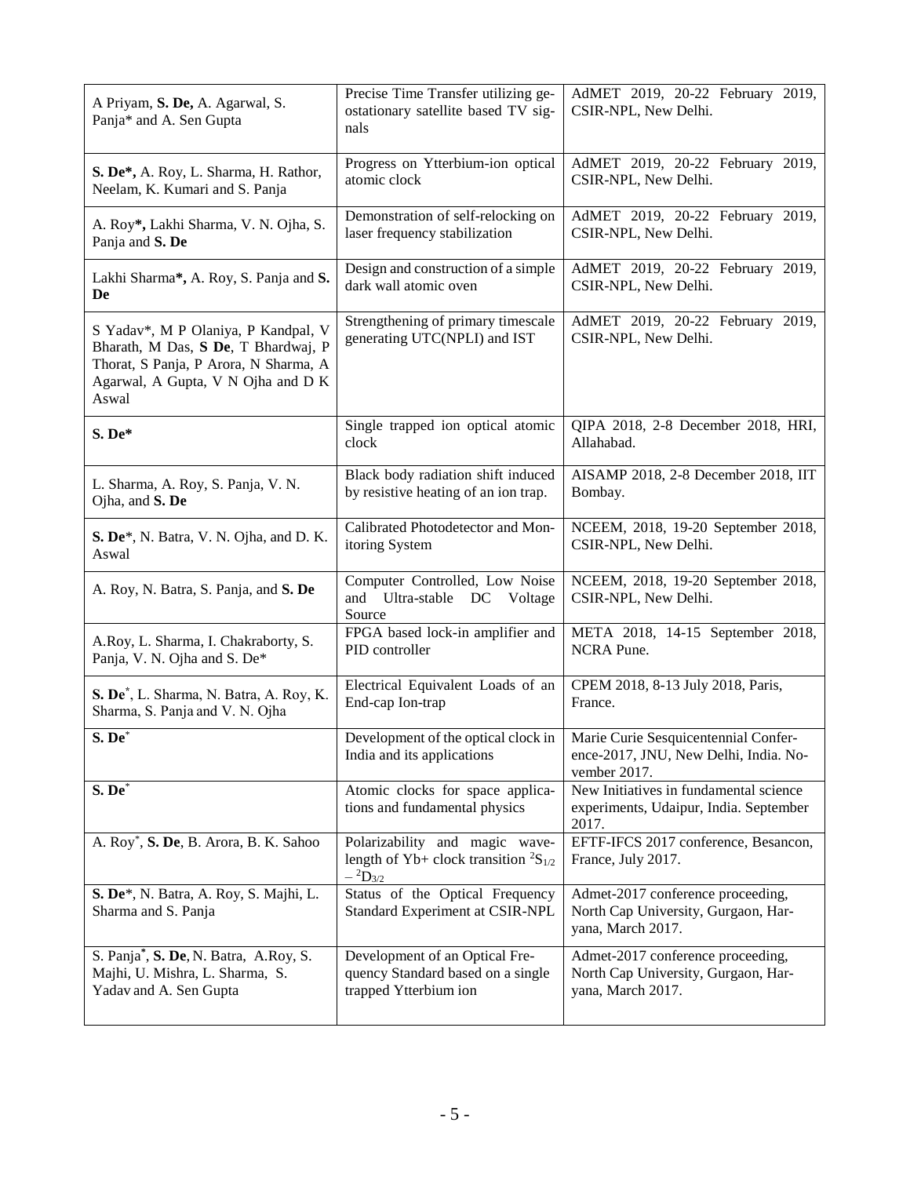| | | |
|---|---|---|
| A Priyam, **S. De,** A. Agarwal, S. Panja* and A. Sen Gupta | Precise Time Transfer utilizing geostationary satellite based TV signals | AdMET 2019, 20-22 February 2019, CSIR-NPL, New Delhi. |
| **S. De*,** A. Roy, L. Sharma, H. Rathor, Neelam, K. Kumari and S. Panja | Progress on Ytterbium-ion optical atomic clock | AdMET 2019, 20-22 February 2019, CSIR-NPL, New Delhi. |
| A. Roy**\*,** Lakhi Sharma, V. N. Ojha, S. Panja and **S. De** | Demonstration of self-relocking on laser frequency stabilization | AdMET 2019, 20-22 February 2019, CSIR-NPL, New Delhi. |
| Lakhi Sharma**\*,** A. Roy, S. Panja and **S. De** | Design and construction of a simple dark wall atomic oven | AdMET 2019, 20-22 February 2019, CSIR-NPL, New Delhi. |
| S Yadav*, M P Olaniya, P Kandpal, V Bharath, M Das, **S De**, T Bhardwaj, P Thorat, S Panja, P Arora, N Sharma, A Agarwal, A Gupta, V N Ojha and D K Aswal | Strengthening of primary timescale generating UTC(NPLI) and IST | AdMET 2019, 20-22 February 2019, CSIR-NPL, New Delhi. |
| **S. De*** | Single trapped ion optical atomic clock | QIPA 2018, 2-8 December 2018, HRI, Allahabad. |
| L. Sharma, A. Roy, S. Panja, V. N. Ojha, and **S. De** | Black body radiation shift induced by resistive heating of an ion trap. | AISAMP 2018, 2-8 December 2018, IIT Bombay. |
| **S. De***, N. Batra, V. N. Ojha, and D. K. Aswal | Calibrated Photodetector and Monitoring System | NCEEM, 2018, 19-20 September 2018, CSIR-NPL, New Delhi. |
| A. Roy, N. Batra, S. Panja, and **S. De** | Computer Controlled, Low Noise and Ultra-stable DC Voltage Source | NCEEM, 2018, 19-20 September 2018, CSIR-NPL, New Delhi. |
| A.Roy, L. Sharma, I. Chakraborty, S. Panja, V. N. Ojha and S. De* | FPGA based lock-in amplifier and PID controller | META 2018, 14-15 September 2018, NCRA Pune. |
| **S. De***, L. Sharma, N. Batra, A. Roy, K. Sharma, S. Panja and V. N. Ojha | Electrical Equivalent Loads of an End-cap Ion-trap | CPEM 2018, 8-13 July 2018, Paris, France. |
| **S. De*** | Development of the optical clock in India and its applications | Marie Curie Sesquicentennial Conference-2017, JNU, New Delhi, India. November 2017. |
| **S. De*** | Atomic clocks for space applications and fundamental physics | New Initiatives in fundamental science experiments, Udaipur, India. September 2017. |
| A. Roy*, **S. De**, B. Arora, B. K. Sahoo | Polarizability and magic wavelength of Yb+ clock transition $^2S_{1/2} - {}^2D_{3/2}$ | EFTF-IFCS 2017 conference, Besancon, France, July 2017. |
| **S. De***, N. Batra, A. Roy, S. Majhi, L. Sharma and S. Panja | Status of the Optical Frequency Standard Experiment at CSIR-NPL | Admet-2017 conference proceeding, North Cap University, Gurgaon, Haryana, March 2017. |
| S. Panja*, **S. De**, N. Batra, A.Roy, S. Majhi, U. Mishra, L. Sharma, S. Yadav and A. Sen Gupta | Development of an Optical Frequency Standard based on a single trapped Ytterbium ion | Admet-2017 conference proceeding, North Cap University, Gurgaon, Haryana, March 2017. |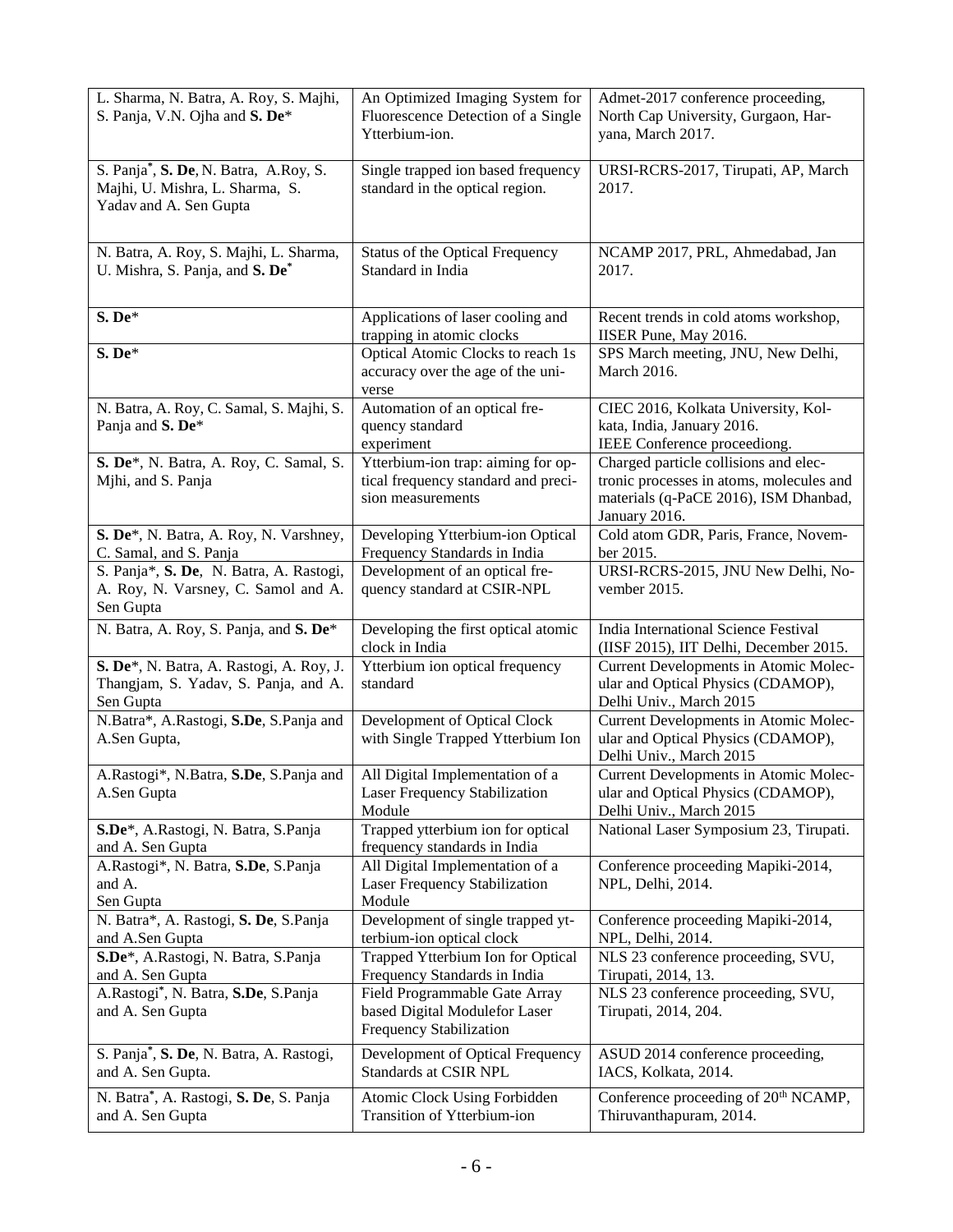| | | |
|---|---|---|
| L. Sharma, N. Batra, A. Roy, S. Majhi, S. Panja, V.N. Ojha and **S. De*** | An Optimized Imaging System for Fluorescence Detection of a Single Ytterbium-ion. | Admet-2017 conference proceeding, North Cap University, Gurgaon, Haryana, March 2017. |
| S. Panja*, **S. De**, N. Batra, A.Roy, S. Majhi, U. Mishra, L. Sharma, S. Yadav and A. Sen Gupta | Single trapped ion based frequency standard in the optical region. | URSI-RCRS-2017, Tirupati, AP, March 2017. |
| N. Batra, A. Roy, S. Majhi, L. Sharma, U. Mishra, S. Panja, and **S. De*** | Status of the Optical Frequency Standard in India | NCAMP 2017, PRL, Ahmedabad, Jan 2017. |
| **S. De*** | Applications of laser cooling and trapping in atomic clocks | Recent trends in cold atoms workshop, IISER Pune, May 2016. |
| **S. De*** | Optical Atomic Clocks to reach 1s accuracy over the age of the universe | SPS March meeting, JNU, New Delhi, March 2016. |
| N. Batra, A. Roy, C. Samal, S. Majhi, S. Panja and **S. De*** | Automation of an optical frequency standard experiment | CIEC 2016, Kolkata University, Kolkata, India, January 2016. IEEE Conference proceediong. |
| **S. De***, N. Batra, A. Roy, C. Samal, S. Mjhi, and S. Panja | Ytterbium-ion trap: aiming for optical frequency standard and precision measurements | Charged particle collisions and electronic processes in atoms, molecules and materials (q-PaCE 2016), ISM Dhanbad, January 2016. |
| **S. De***, N. Batra, A. Roy, N. Varshney, C. Samal, and S. Panja | Developing Ytterbium-ion Optical Frequency Standards in India | Cold atom GDR, Paris, France, November 2015. |
| S. Panja*, **S. De**, N. Batra, A. Rastogi, A. Roy, N. Varsney, C. Samol and A. Sen Gupta | Development of an optical frequency standard at CSIR-NPL | URSI-RCRS-2015, JNU New Delhi, November 2015. |
| N. Batra, A. Roy, S. Panja, and **S. De*** | Developing the first optical atomic clock in India | India International Science Festival (IISF 2015), IIT Delhi, December 2015. |
| **S. De***, N. Batra, A. Rastogi, A. Roy, J. Thangjam, S. Yadav, S. Panja, and A. Sen Gupta | Ytterbium ion optical frequency standard | Current Developments in Atomic Molecular and Optical Physics (CDAMOP), Delhi Univ., March 2015 |
| N.Batra*, A.Rastogi, **S.De**, S.Panja and A.Sen Gupta, | Development of Optical Clock with Single Trapped Ytterbium Ion | Current Developments in Atomic Molecular and Optical Physics (CDAMOP), Delhi Univ., March 2015 |
| A.Rastogi*, N.Batra, **S.De**, S.Panja and A.Sen Gupta | All Digital Implementation of a Laser Frequency Stabilization Module | Current Developments in Atomic Molecular and Optical Physics (CDAMOP), Delhi Univ., March 2015 |
| **S.De***, A.Rastogi, N. Batra, S.Panja and A. Sen Gupta | Trapped ytterbium ion for optical frequency standards in India | National Laser Symposium 23, Tirupati. |
| A.Rastogi*, N. Batra, **S.De**, S.Panja and A. Sen Gupta | All Digital Implementation of a Laser Frequency Stabilization Module | Conference proceeding Mapiki-2014, NPL, Delhi, 2014. |
| N. Batra*, A. Rastogi, **S. De**, S.Panja and A.Sen Gupta | Development of single trapped ytterbium-ion optical clock | Conference proceeding Mapiki-2014, NPL, Delhi, 2014. |
| **S.De***, A.Rastogi, N. Batra, S.Panja and A. Sen Gupta | Trapped Ytterbium Ion for Optical Frequency Standards in India | NLS 23 conference proceeding, SVU, Tirupati, 2014, 13. |
| A.Rastogi*, N. Batra, **S.De**, S.Panja and A. Sen Gupta | Field Programmable Gate Array based Digital Modulefor Laser Frequency Stabilization | NLS 23 conference proceeding, SVU, Tirupati, 2014, 204. |
| S. Panja*, **S. De**, N. Batra, A. Rastogi, and A. Sen Gupta. | Development of Optical Frequency Standards at CSIR NPL | ASUD 2014 conference proceeding, IACS, Kolkata, 2014. |
| N. Batra*, A. Rastogi, **S. De**, S. Panja and A. Sen Gupta | Atomic Clock Using Forbidden Transition of Ytterbium-ion | Conference proceeding of 20th NCAMP, Thiruvanthapuram, 2014. |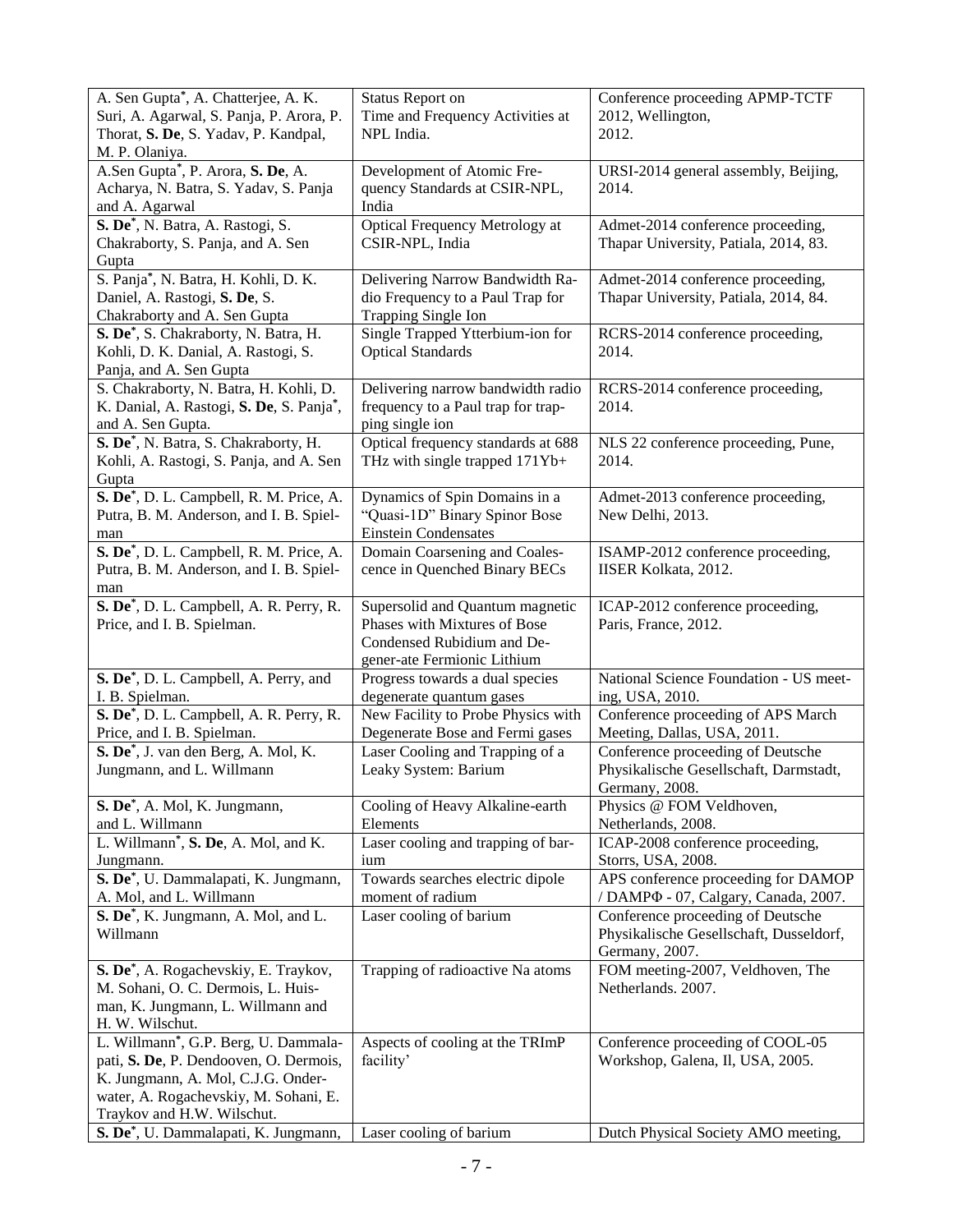| | | |
|---|---|---|
| A. Sen Gupta*, A. Chatterjee, A. K. Suri, A. Agarwal, S. Panja, P. Arora, P. Thorat, **S. De**, S. Yadav, P. Kandpal, M. P. Olaniya. | Status Report on Time and Frequency Activities at NPL India. | Conference proceeding APMP-TCTF 2012, Wellington, 2012. |
| A.Sen Gupta*, P. Arora, **S. De**, A. Acharya, N. Batra, S. Yadav, S. Panja and A. Agarwal | Development of Atomic Frequency Standards at CSIR-NPL, India | URSI-2014 general assembly, Beijing, 2014. |
| **S. De***, N. Batra, A. Rastogi, S. Chakraborty, S. Panja, and A. Sen Gupta | Optical Frequency Metrology at CSIR-NPL, India | Admet-2014 conference proceeding, Thapar University, Patiala, 2014, 83. |
| S. Panja*, N. Batra, H. Kohli, D. K. Daniel, A. Rastogi, **S. De**, S. Chakraborty and A. Sen Gupta | Delivering Narrow Bandwidth Radio Frequency to a Paul Trap for Trapping Single Ion | Admet-2014 conference proceeding, Thapar University, Patiala, 2014, 84. |
| **S. De***, S. Chakraborty, N. Batra, H. Kohli, D. K. Danial, A. Rastogi, S. Panja, and A. Sen Gupta | Single Trapped Ytterbium-ion for Optical Standards | RCRS-2014 conference proceeding, 2014. |
| S. Chakraborty, N. Batra, H. Kohli, D. K. Danial, A. Rastogi, **S. De**, S. Panja*, and A. Sen Gupta. | Delivering narrow bandwidth radio frequency to a Paul trap for trapping single ion | RCRS-2014 conference proceeding, 2014. |
| **S. De***, N. Batra, S. Chakraborty, H. Kohli, A. Rastogi, S. Panja, and A. Sen Gupta | Optical frequency standards at 688 THz with single trapped 171Yb+ | NLS 22 conference proceeding, Pune, 2014. |
| **S. De***, D. L. Campbell, R. M. Price, A. Putra, B. M. Anderson, and I. B. Spielman | Dynamics of Spin Domains in a "Quasi-1D" Binary Spinor Bose Einstein Condensates | Admet-2013 conference proceeding, New Delhi, 2013. |
| **S. De***, D. L. Campbell, R. M. Price, A. Putra, B. M. Anderson, and I. B. Spielman | Domain Coarsening and Coalescence in Quenched Binary BECs | ISAMP-2012 conference proceeding, IISER Kolkata, 2012. |
| **S. De***, D. L. Campbell, A. R. Perry, R. Price, and I. B. Spielman. | Supersolid and Quantum magnetic Phases with Mixtures of Bose Condensed Rubidium and Degener-ate Fermionic Lithium | ICAP-2012 conference proceeding, Paris, France, 2012. |
| **S. De***, D. L. Campbell, A. Perry, and I. B. Spielman. | Progress towards a dual species degenerate quantum gases | National Science Foundation - US meeting, USA, 2010. |
| **S. De***, D. L. Campbell, A. R. Perry, R. Price, and I. B. Spielman. | New Facility to Probe Physics with Degenerate Bose and Fermi gases | Conference proceeding of APS March Meeting, Dallas, USA, 2011. |
| **S. De***, J. van den Berg, A. Mol, K. Jungmann, and L. Willmann | Laser Cooling and Trapping of a Leaky System: Barium | Conference proceeding of Deutsche Physikalische Gesellschaft, Darmstadt, Germany, 2008. |
| **S. De***, A. Mol, K. Jungmann, and L. Willmann | Cooling of Heavy Alkaline-earth Elements | Physics @ FOM Veldhoven, Netherlands, 2008. |
| L. Willmann*, **S. De**, A. Mol, and K. Jungmann. | Laser cooling and trapping of barium | ICAP-2008 conference proceeding, Storrs, USA, 2008. |
| **S. De***, U. Dammalapati, K. Jungmann, A. Mol, and L. Willmann | Towards searches electric dipole moment of radium | APS conference proceeding for DAMOP / DAMPΦ - 07, Calgary, Canada, 2007. |
| **S. De***, K. Jungmann, A. Mol, and L. Willmann | Laser cooling of barium | Conference proceeding of Deutsche Physikalische Gesellschaft, Dusseldorf, Germany, 2007. |
| **S. De***, A. Rogachevskiy, E. Traykov, M. Sohani, O. C. Dermois, L. Huisman, K. Jungmann, L. Willmann and H. W. Wilschut. | Trapping of radioactive Na atoms | FOM meeting-2007, Veldhoven, The Netherlands. 2007. |
| L. Willmann*, G.P. Berg, U. Dammalapati, **S. De**, P. Dendooven, O. Dermois, K. Jungmann, A. Mol, C.J.G. Onderwater, A. Rogachevskiy, M. Sohani, E. Traykov and H.W. Wilschut. | Aspects of cooling at the TRImP facility' | Conference proceeding of COOL-05 Workshop, Galena, Il, USA, 2005. |
| **S. De***, U. Dammalapati, K. Jungmann, | Laser cooling of barium | Dutch Physical Society AMO meeting, |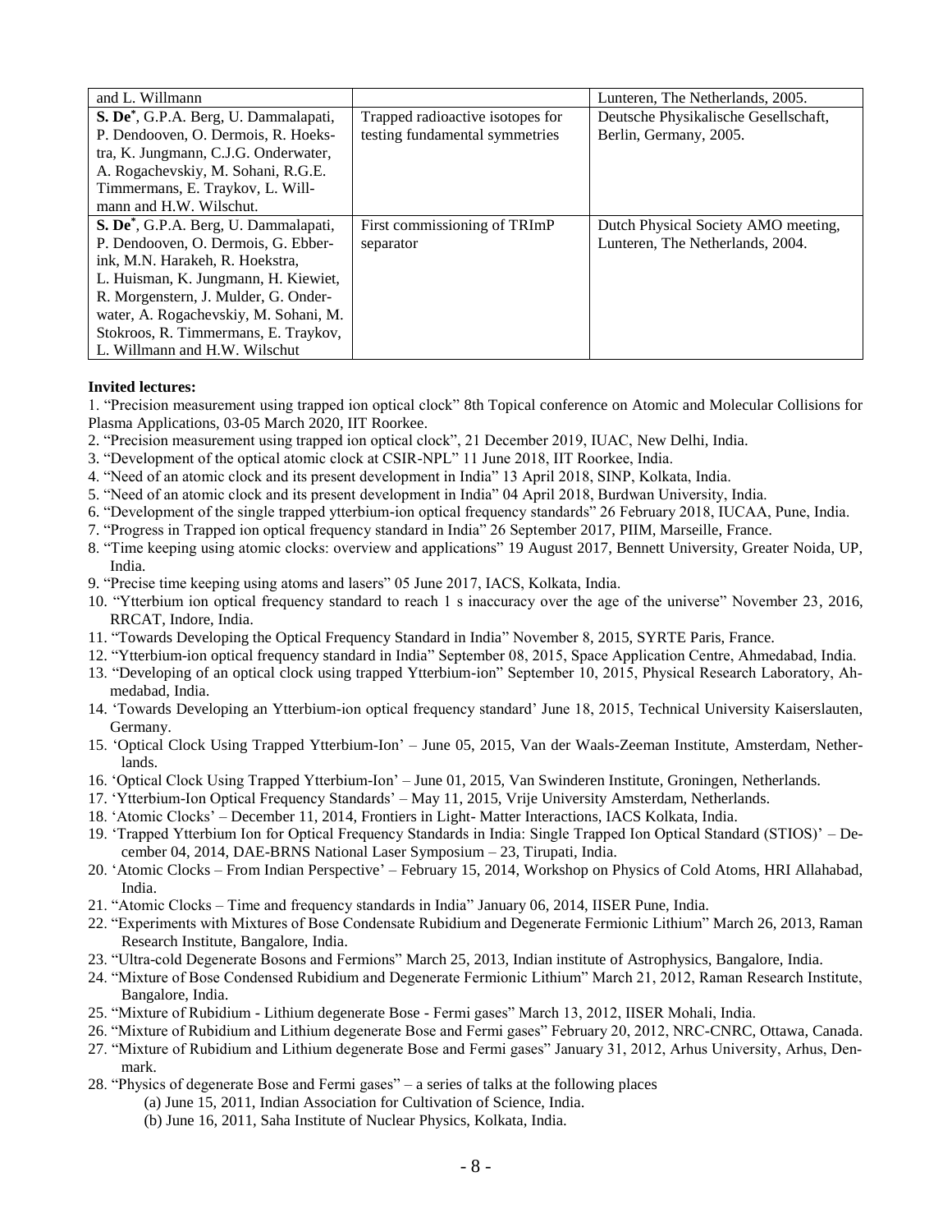| | | |
|---|---|---|
| and L. Willmann | | Lunteren, The Netherlands, 2005. |
| **S. De**[*], G.P.A. Berg, U. Dammalapati, P. Dendooven, O. Dermois, R. Hoekstra, K. Jungmann, C.J.G. Onderwater, A. Rogachevskiy, M. Sohani, R.G.E. Timmermans, E. Traykov, L. Willmann and H.W. Wilschut. | Trapped radioactive isotopes for testing fundamental symmetries | Deutsche Physikalische Gesellschaft, Berlin, Germany, 2005. |
| **S. De**[*], G.P.A. Berg, U. Dammalapati, P. Dendooven, O. Dermois, G. Ebberink, M.N. Harakeh, R. Hoekstra, L. Huisman, K. Jungmann, H. Kiewiet, R. Morgenstern, J. Mulder, G. Onderwater, A. Rogachevskiy, M. Sohani, M. Stokroos, R. Timmermans, E. Traykov, L. Willmann and H.W. Wilschut | First commissioning of TRImP separator | Dutch Physical Society AMO meeting, Lunteren, The Netherlands, 2004. |

**Invited lectures:**

1. "Precision measurement using trapped ion optical clock" 8th Topical conference on Atomic and Molecular Collisions for Plasma Applications, 03-05 March 2020, IIT Roorkee.
2. "Precision measurement using trapped ion optical clock", 21 December 2019, IUAC, New Delhi, India.
3. "Development of the optical atomic clock at CSIR-NPL" 11 June 2018, IIT Roorkee, India.
4. "Need of an atomic clock and its present development in India" 13 April 2018, SINP, Kolkata, India.
5. "Need of an atomic clock and its present development in India" 04 April 2018, Burdwan University, India.
6. "Development of the single trapped ytterbium-ion optical frequency standards" 26 February 2018, IUCAA, Pune, India.
7. "Progress in Trapped ion optical frequency standard in India" 26 September 2017, PIIM, Marseille, France.
8. "Time keeping using atomic clocks: overview and applications" 19 August 2017, Bennett University, Greater Noida, UP, India.
9. "Precise time keeping using atoms and lasers" 05 June 2017, IACS, Kolkata, India.
10. "Ytterbium ion optical frequency standard to reach 1 s inaccuracy over the age of the universe" November 23, 2016, RRCAT, Indore, India.
11. "Towards Developing the Optical Frequency Standard in India" November 8, 2015, SYRTE Paris, France.
12. "Ytterbium-ion optical frequency standard in India" September 08, 2015, Space Application Centre, Ahmedabad, India.
13. "Developing of an optical clock using trapped Ytterbium-ion" September 10, 2015, Physical Research Laboratory, Ahmedabad, India.
14. 'Towards Developing an Ytterbium-ion optical frequency standard' June 18, 2015, Technical University Kaiserslauten, Germany.
15. 'Optical Clock Using Trapped Ytterbium-Ion' – June 05, 2015, Van der Waals-Zeeman Institute, Amsterdam, Netherlands.
16. 'Optical Clock Using Trapped Ytterbium-Ion' – June 01, 2015, Van Swinderen Institute, Groningen, Netherlands.
17. 'Ytterbium-Ion Optical Frequency Standards' – May 11, 2015, Vrije University Amsterdam, Netherlands.
18. 'Atomic Clocks' – December 11, 2014, Frontiers in Light- Matter Interactions, IACS Kolkata, India.
19. 'Trapped Ytterbium Ion for Optical Frequency Standards in India: Single Trapped Ion Optical Standard (STIOS)' – December 04, 2014, DAE-BRNS National Laser Symposium – 23, Tirupati, India.
20. 'Atomic Clocks – From Indian Perspective' – February 15, 2014, Workshop on Physics of Cold Atoms, HRI Allahabad, India.
21. "Atomic Clocks – Time and frequency standards in India" January 06, 2014, IISER Pune, India.
22. "Experiments with Mixtures of Bose Condensate Rubidium and Degenerate Fermionic Lithium" March 26, 2013, Raman Research Institute, Bangalore, India.
23. "Ultra-cold Degenerate Bosons and Fermions" March 25, 2013, Indian institute of Astrophysics, Bangalore, India.
24. "Mixture of Bose Condensed Rubidium and Degenerate Fermionic Lithium" March 21, 2012, Raman Research Institute, Bangalore, India.
25. "Mixture of Rubidium - Lithium degenerate Bose - Fermi gases" March 13, 2012, IISER Mohali, India.
26. "Mixture of Rubidium and Lithium degenerate Bose and Fermi gases" February 20, 2012, NRC-CNRC, Ottawa, Canada.
27. "Mixture of Rubidium and Lithium degenerate Bose and Fermi gases" January 31, 2012, Arhus University, Arhus, Denmark.
28. "Physics of degenerate Bose and Fermi gases" – a series of talks at the following places
    (a) June 15, 2011, Indian Association for Cultivation of Science, India.
    (b) June 16, 2011, Saha Institute of Nuclear Physics, Kolkata, India.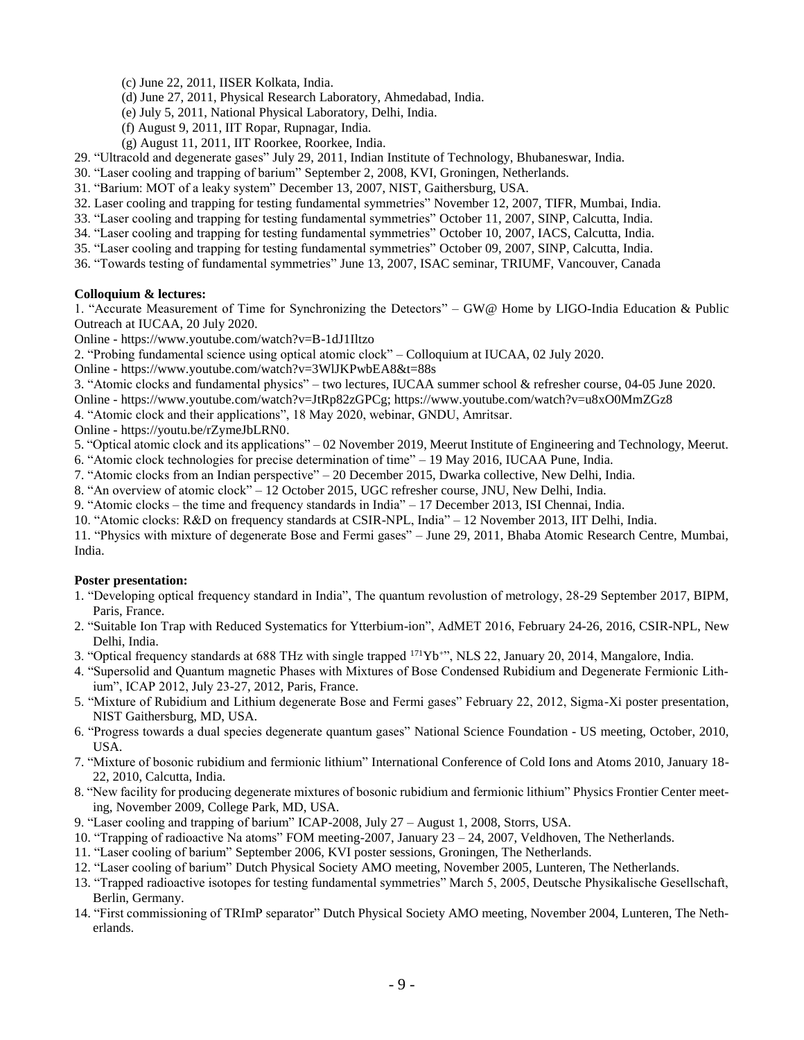(c) June 22, 2011, IISER Kolkata, India.
(d) June 27, 2011, Physical Research Laboratory, Ahmedabad, India.
(e) July 5, 2011, National Physical Laboratory, Delhi, India.
(f) August 9, 2011, IIT Ropar, Rupnagar, India.
(g) August 11, 2011, IIT Roorkee, Roorkee, India.

29. "Ultracold and degenerate gases" July 29, 2011, Indian Institute of Technology, Bhubaneswar, India.
30. "Laser cooling and trapping of barium" September 2, 2008, KVI, Groningen, Netherlands.
31. "Barium: MOT of a leaky system" December 13, 2007, NIST, Gaithersburg, USA.
32. Laser cooling and trapping for testing fundamental symmetries" November 12, 2007, TIFR, Mumbai, India.
33. "Laser cooling and trapping for testing fundamental symmetries" October 11, 2007, SINP, Calcutta, India.
34. "Laser cooling and trapping for testing fundamental symmetries" October 10, 2007, IACS, Calcutta, India.
35. "Laser cooling and trapping for testing fundamental symmetries" October 09, 2007, SINP, Calcutta, India.
36. "Towards testing of fundamental symmetries" June 13, 2007, ISAC seminar, TRIUMF, Vancouver, Canada

**Colloquium & lectures:**

1. "Accurate Measurement of Time for Synchronizing the Detectors" – GW@ Home by LIGO-India Education & Public Outreach at IUCAA, 20 July 2020.
Online - https://www.youtube.com/watch?v=B-1dJ1Iltzo
2. "Probing fundamental science using optical atomic clock" – Colloquium at IUCAA, 02 July 2020.
Online - https://www.youtube.com/watch?v=3WlJKPwbEA8&t=88s
3. "Atomic clocks and fundamental physics" – two lectures, IUCAA summer school & refresher course, 04-05 June 2020.
Online - https://www.youtube.com/watch?v=JtRp82zGPCg; https://www.youtube.com/watch?v=u8xO0MmZGz8
4. "Atomic clock and their applications", 18 May 2020, webinar, GNDU, Amritsar.
Online - https://youtu.be/rZymeJbLRN0.
5. "Optical atomic clock and its applications" – 02 November 2019, Meerut Institute of Engineering and Technology, Meerut.
6. "Atomic clock technologies for precise determination of time" – 19 May 2016, IUCAA Pune, India.
7. "Atomic clocks from an Indian perspective" – 20 December 2015, Dwarka collective, New Delhi, India.
8. "An overview of atomic clock" – 12 October 2015, UGC refresher course, JNU, New Delhi, India.
9. "Atomic clocks – the time and frequency standards in India" – 17 December 2013, ISI Chennai, India.
10. "Atomic clocks: R&D on frequency standards at CSIR-NPL, India" – 12 November 2013, IIT Delhi, India.
11. "Physics with mixture of degenerate Bose and Fermi gases" – June 29, 2011, Bhaba Atomic Research Centre, Mumbai, India.

**Poster presentation:**

1. "Developing optical frequency standard in India", The quantum revolustion of metrology, 28-29 September 2017, BIPM, Paris, France.
2. "Suitable Ion Trap with Reduced Systematics for Ytterbium-ion", AdMET 2016, February 24-26, 2016, CSIR-NPL, New Delhi, India.
3. "Optical frequency standards at 688 THz with single trapped $^{171}Yb^{+}$", NLS 22, January 20, 2014, Mangalore, India.
4. "Supersolid and Quantum magnetic Phases with Mixtures of Bose Condensed Rubidium and Degenerate Fermionic Lithium", ICAP 2012, July 23-27, 2012, Paris, France.
5. "Mixture of Rubidium and Lithium degenerate Bose and Fermi gases" February 22, 2012, Sigma-Xi poster presentation, NIST Gaithersburg, MD, USA.
6. "Progress towards a dual species degenerate quantum gases" National Science Foundation - US meeting, October, 2010, USA.
7. "Mixture of bosonic rubidium and fermionic lithium" International Conference of Cold Ions and Atoms 2010, January 18-22, 2010, Calcutta, India.
8. "New facility for producing degenerate mixtures of bosonic rubidium and fermionic lithium" Physics Frontier Center meeting, November 2009, College Park, MD, USA.
9. "Laser cooling and trapping of barium" ICAP-2008, July 27 – August 1, 2008, Storrs, USA.
10. "Trapping of radioactive Na atoms" FOM meeting-2007, January 23 – 24, 2007, Veldhoven, The Netherlands.
11. "Laser cooling of barium" September 2006, KVI poster sessions, Groningen, The Netherlands.
12. "Laser cooling of barium" Dutch Physical Society AMO meeting, November 2005, Lunteren, The Netherlands.
13. "Trapped radioactive isotopes for testing fundamental symmetries" March 5, 2005, Deutsche Physikalische Gesellschaft, Berlin, Germany.
14. "First commissioning of TRImP separator" Dutch Physical Society AMO meeting, November 2004, Lunteren, The Netherlands.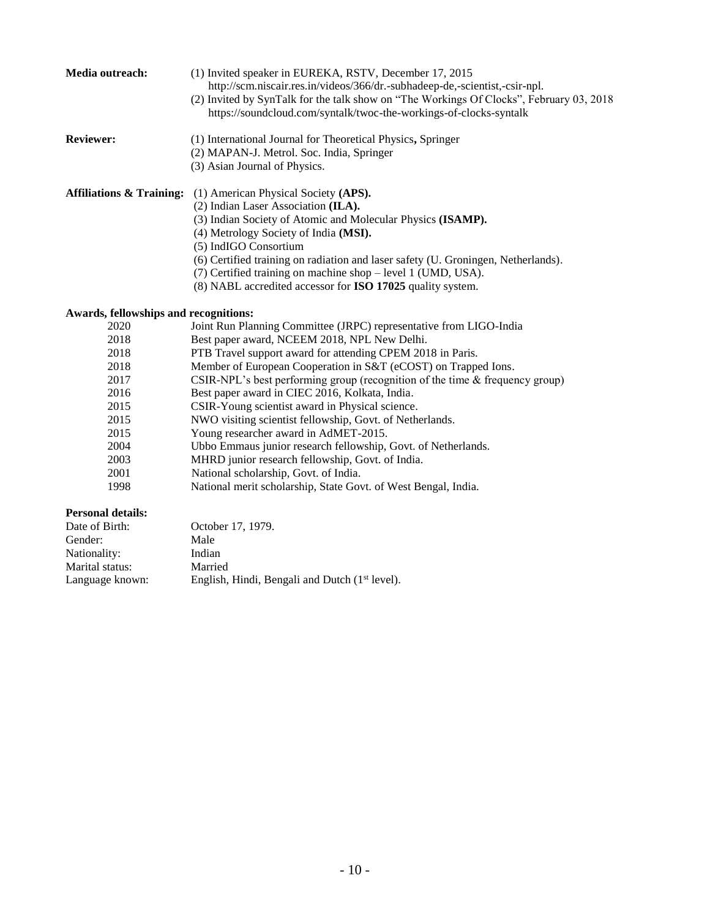**Media outreach:**

(1) Invited speaker in EUREKA, RSTV, December 17, 2015
http://scm.niscair.res.in/videos/366/dr.-subhadeep-de,-scientist,-csir-npl.

(2) Invited by SynTalk for the talk show on "The Workings Of Clocks", February 03, 2018
https://soundcloud.com/syntalk/twoc-the-workings-of-clocks-syntalk

**Reviewer:**

(1) International Journal for Theoretical Physics**,** Springer
(2) MAPAN-J. Metrol. Soc. India, Springer
(3) Asian Journal of Physics.

**Affiliations & Training:**

(1) American Physical Society **(APS).**
(2) Indian Laser Association **(ILA).**
(3) Indian Society of Atomic and Molecular Physics **(ISAMP).**
(4) Metrology Society of India **(MSI).**
(5) IndIGO Consortium
(6) Certified training on radiation and laser safety (U. Groningen, Netherlands).
(7) Certified training on machine shop – level 1 (UMD, USA).
(8) NABL accredited accessor for **ISO 17025** quality system.

**Awards, fellowships and recognitions:**

| | |
|---|---|
| 2020 | Joint Run Planning Committee (JRPC) representative from LIGO-India |
| 2018 | Best paper award, NCEEM 2018, NPL New Delhi. |
| 2018 | PTB Travel support award for attending CPEM 2018 in Paris. |
| 2018 | Member of European Cooperation in S&T (eCOST) on Trapped Ions. |
| 2017 | CSIR-NPL's best performing group (recognition of the time & frequency group) |
| 2016 | Best paper award in CIEC 2016, Kolkata, India. |
| 2015 | CSIR-Young scientist award in Physical science. |
| 2015 | NWO visiting scientist fellowship, Govt. of Netherlands. |
| 2015 | Young researcher award in AdMET-2015. |
| 2004 | Ubbo Emmaus junior research fellowship, Govt. of Netherlands. |
| 2003 | MHRD junior research fellowship, Govt. of India. |
| 2001 | National scholarship, Govt. of India. |
| 1998 | National merit scholarship, State Govt. of West Bengal, India. |

**Personal details:**

| | |
|---|---|
| Date of Birth: | October 17, 1979. |
| Gender: | Male |
| Nationality: | Indian |
| Marital status: | Married |
| Language known: | English, Hindi, Bengali and Dutch (1st level). |